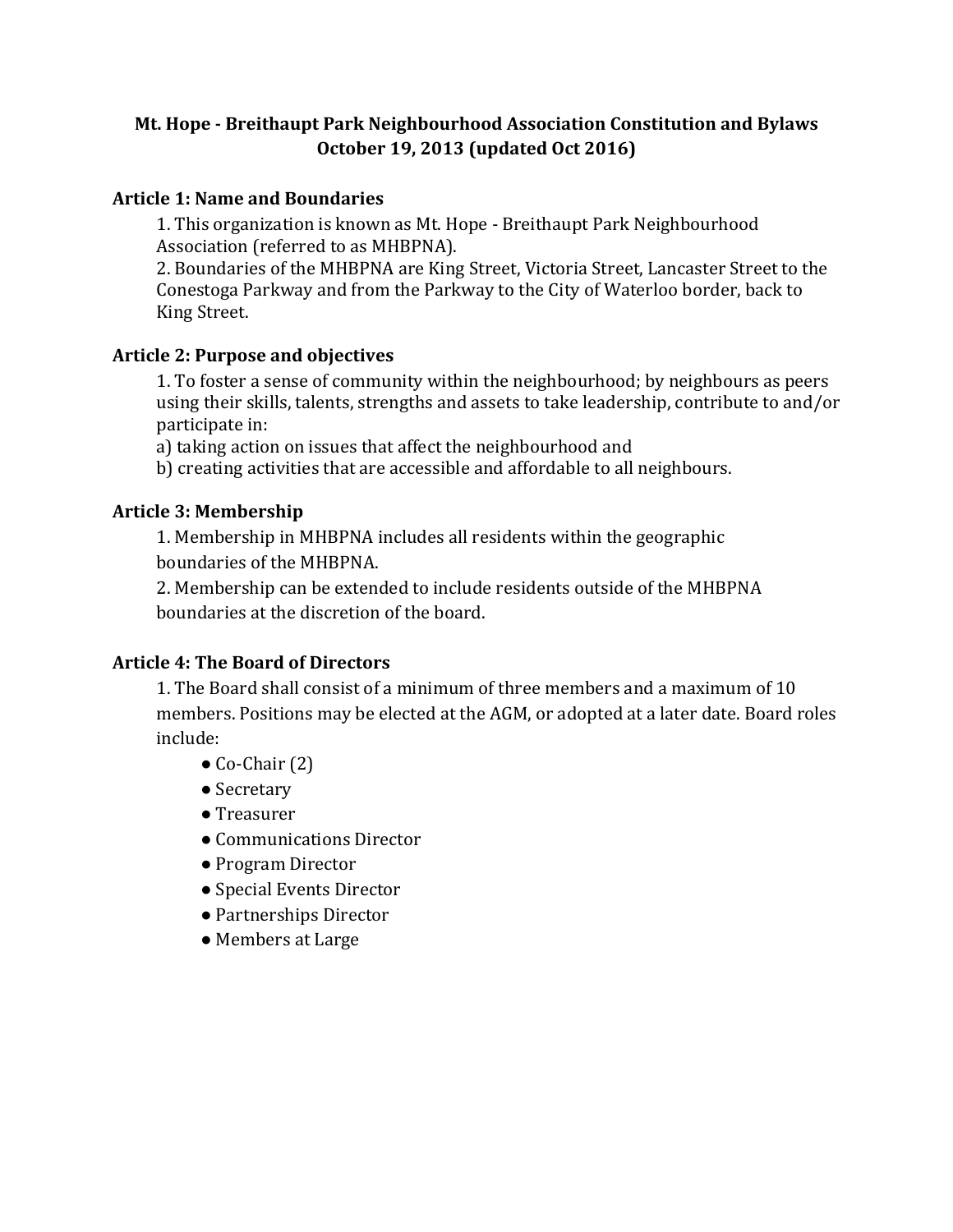# Mt. Hope - Breithaupt Park Neighbourhood Association Constitution and Bylaws
## October 19, 2013 (updated Oct 2016)

### Article 1: Name and Boundaries

1. This organization is known as Mt. Hope - Breithaupt Park Neighbourhood Association (referred to as MHBPNA).
2. Boundaries of the MHBPNA are King Street, Victoria Street, Lancaster Street to the Conestoga Parkway and from the Parkway to the City of Waterloo border, back to King Street.

### Article 2: Purpose and objectives

1. To foster a sense of community within the neighbourhood; by neighbours as peers using their skills, talents, strengths and assets to take leadership, contribute to and/or participate in:
   a) taking action on issues that affect the neighbourhood and
   b) creating activities that are accessible and affordable to all neighbours.

### Article 3: Membership

1. Membership in MHBPNA includes all residents within the geographic boundaries of the MHBPNA.
2. Membership can be extended to include residents outside of the MHBPNA boundaries at the discretion of the board.

### Article 4: The Board of Directors

1. The Board shall consist of a minimum of three members and a maximum of 10 members. Positions may be elected at the AGM, or adopted at a later date. Board roles include:
   - Co-Chair (2)
   - Secretary
   - Treasurer
   - Communications Director
   - Program Director
   - Special Events Director
   - Partnerships Director
   - Members at Large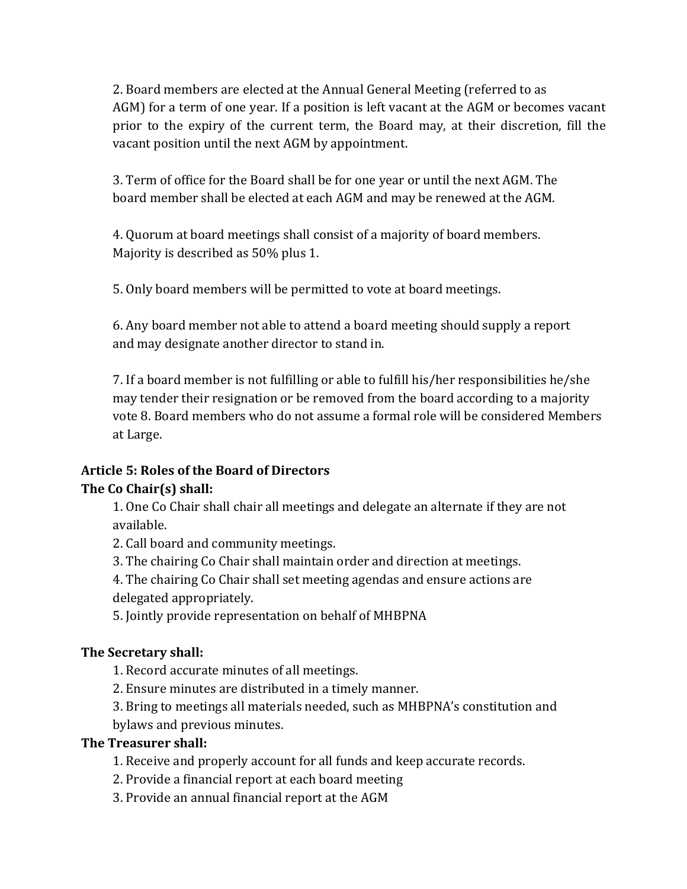2. Board members are elected at the Annual General Meeting (referred to as AGM) for a term of one year. If a position is left vacant at the AGM or becomes vacant prior to the expiry of the current term, the Board may, at their discretion, fill the vacant position until the next AGM by appointment.

3. Term of office for the Board shall be for one year or until the next AGM. The board member shall be elected at each AGM and may be renewed at the AGM.

4. Quorum at board meetings shall consist of a majority of board members. Majority is described as 50% plus 1.

5. Only board members will be permitted to vote at board meetings.

6. Any board member not able to attend a board meeting should supply a report and may designate another director to stand in.

7. If a board member is not fulfilling or able to fulfill his/her responsibilities he/she may tender their resignation or be removed from the board according to a majority vote 8. Board members who do not assume a formal role will be considered Members at Large.

**Article 5: Roles of the Board of Directors**

**The Co Chair(s) shall:**

1. One Co Chair shall chair all meetings and delegate an alternate if they are not available.
2. Call board and community meetings.
3. The chairing Co Chair shall maintain order and direction at meetings.
4. The chairing Co Chair shall set meeting agendas and ensure actions are delegated appropriately.
5. Jointly provide representation on behalf of MHBPNA

**The Secretary shall:**

1. Record accurate minutes of all meetings.
2. Ensure minutes are distributed in a timely manner.
3. Bring to meetings all materials needed, such as MHBPNA's constitution and bylaws and previous minutes.

**The Treasurer shall:**

1. Receive and properly account for all funds and keep accurate records.
2. Provide a financial report at each board meeting
3. Provide an annual financial report at the AGM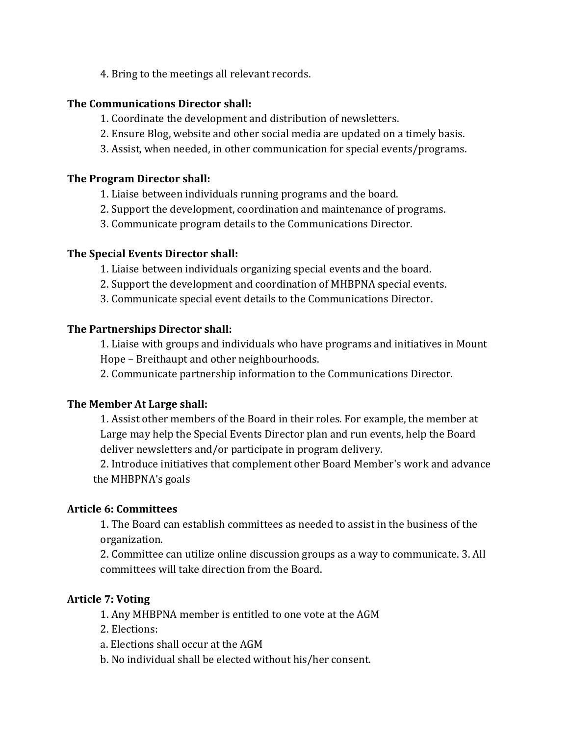4. Bring to the meetings all relevant records.

**The Communications Director shall:**

1. Coordinate the development and distribution of newsletters.
2. Ensure Blog, website and other social media are updated on a timely basis.
3. Assist, when needed, in other communication for special events/programs.

**The Program Director shall:**

1. Liaise between individuals running programs and the board.
2. Support the development, coordination and maintenance of programs.
3. Communicate program details to the Communications Director.

**The Special Events Director shall:**

1. Liaise between individuals organizing special events and the board.
2. Support the development and coordination of MHBPNA special events.
3. Communicate special event details to the Communications Director.

**The Partnerships Director shall:**

1. Liaise with groups and individuals who have programs and initiatives in Mount Hope – Breithaupt and other neighbourhoods.
2. Communicate partnership information to the Communications Director.

**The Member At Large shall:**

1. Assist other members of the Board in their roles. For example, the member at Large may help the Special Events Director plan and run events, help the Board deliver newsletters and/or participate in program delivery.
2. Introduce initiatives that complement other Board Member's work and advance the MHBPNA's goals

**Article 6: Committees**

1. The Board can establish committees as needed to assist in the business of the organization.
2. Committee can utilize online discussion groups as a way to communicate. 3. All committees will take direction from the Board.

**Article 7: Voting**

1. Any MHBPNA member is entitled to one vote at the AGM
2. Elections:

a. Elections shall occur at the AGM

b. No individual shall be elected without his/her consent.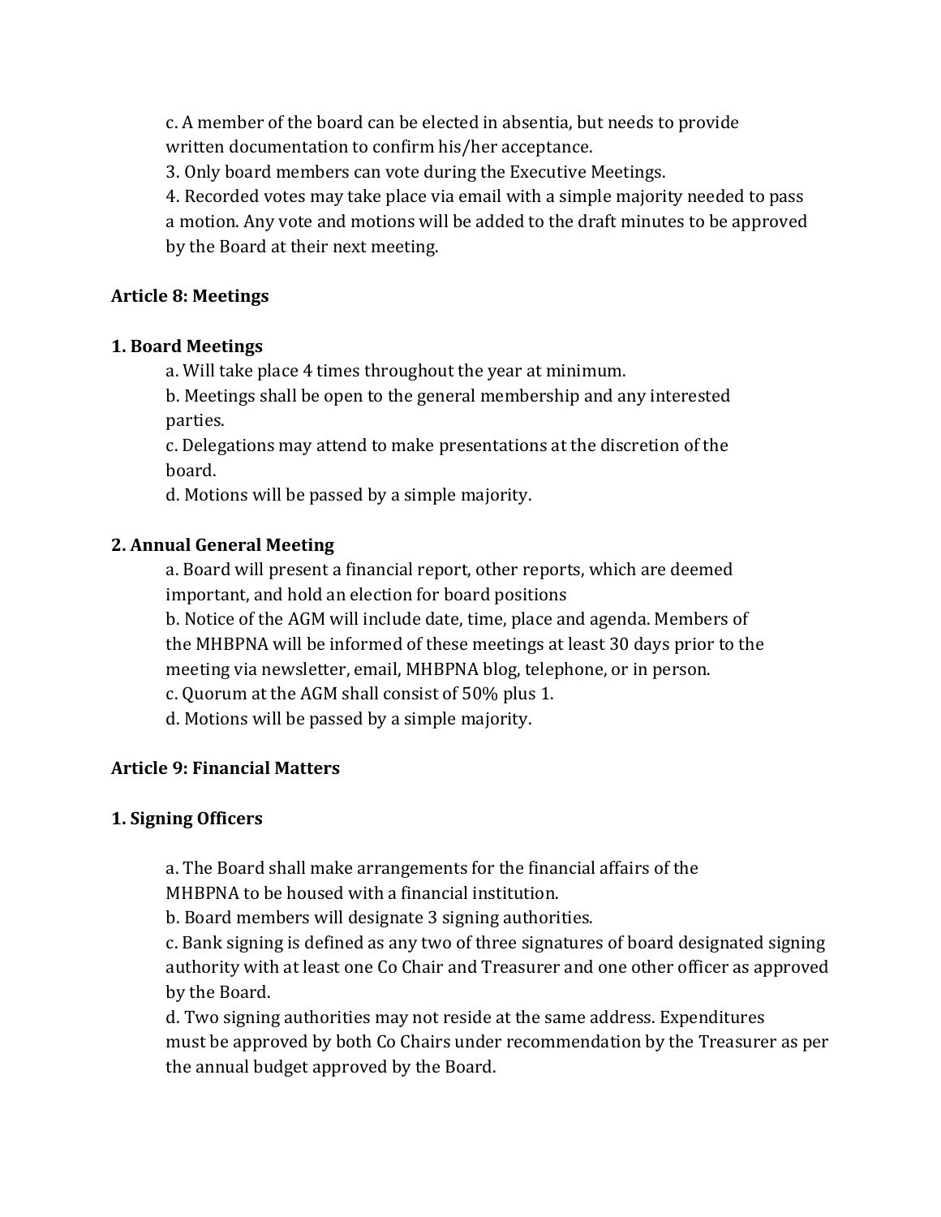c. A member of the board can be elected in absentia, but needs to provide written documentation to confirm his/her acceptance.

3. Only board members can vote during the Executive Meetings.

4. Recorded votes may take place via email with a simple majority needed to pass a motion. Any vote and motions will be added to the draft minutes to be approved by the Board at their next meeting.

## Article 8: Meetings

### 1. Board Meetings

a. Will take place 4 times throughout the year at minimum.

b. Meetings shall be open to the general membership and any interested parties.

c. Delegations may attend to make presentations at the discretion of the board.

d. Motions will be passed by a simple majority.

### 2. Annual General Meeting

a. Board will present a financial report, other reports, which are deemed important, and hold an election for board positions

b. Notice of the AGM will include date, time, place and agenda. Members of the MHBPNA will be informed of these meetings at least 30 days prior to the meeting via newsletter, email, MHBPNA blog, telephone, or in person.

c. Quorum at the AGM shall consist of 50% plus 1.

d. Motions will be passed by a simple majority.

## Article 9: Financial Matters

### 1. Signing Officers

a. The Board shall make arrangements for the financial affairs of the MHBPNA to be housed with a financial institution.

b. Board members will designate 3 signing authorities.

c. Bank signing is defined as any two of three signatures of board designated signing authority with at least one Co Chair and Treasurer and one other officer as approved by the Board.

d. Two signing authorities may not reside at the same address. Expenditures must be approved by both Co Chairs under recommendation by the Treasurer as per the annual budget approved by the Board.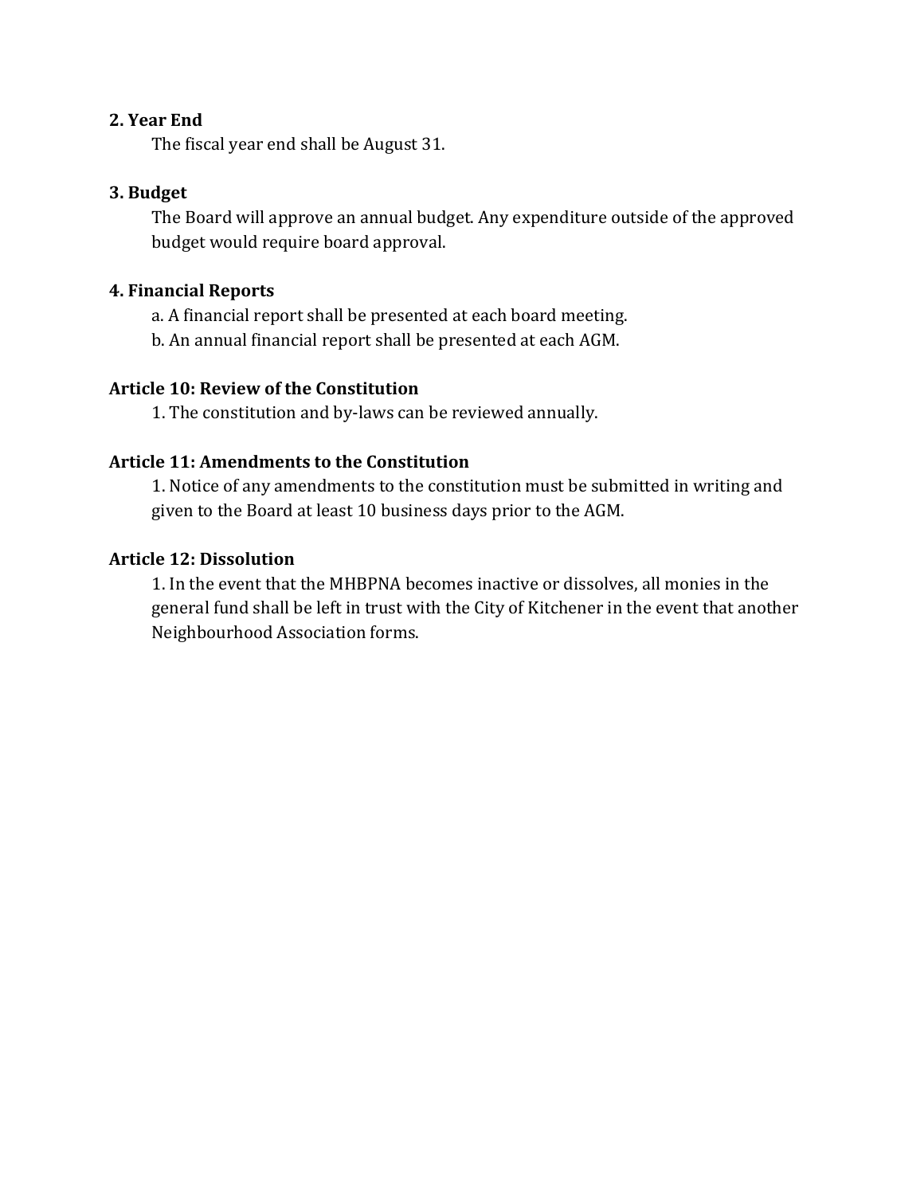**2. Year End**

The fiscal year end shall be August 31.

**3. Budget**

The Board will approve an annual budget. Any expenditure outside of the approved budget would require board approval.

**4. Financial Reports**

a. A financial report shall be presented at each board meeting.
b. An annual financial report shall be presented at each AGM.

## Article 10: Review of the Constitution

1. The constitution and by-laws can be reviewed annually.

## Article 11: Amendments to the Constitution

1. Notice of any amendments to the constitution must be submitted in writing and given to the Board at least 10 business days prior to the AGM.

## Article 12: Dissolution

1. In the event that the MHBPNA becomes inactive or dissolves, all monies in the general fund shall be left in trust with the City of Kitchener in the event that another Neighbourhood Association forms.